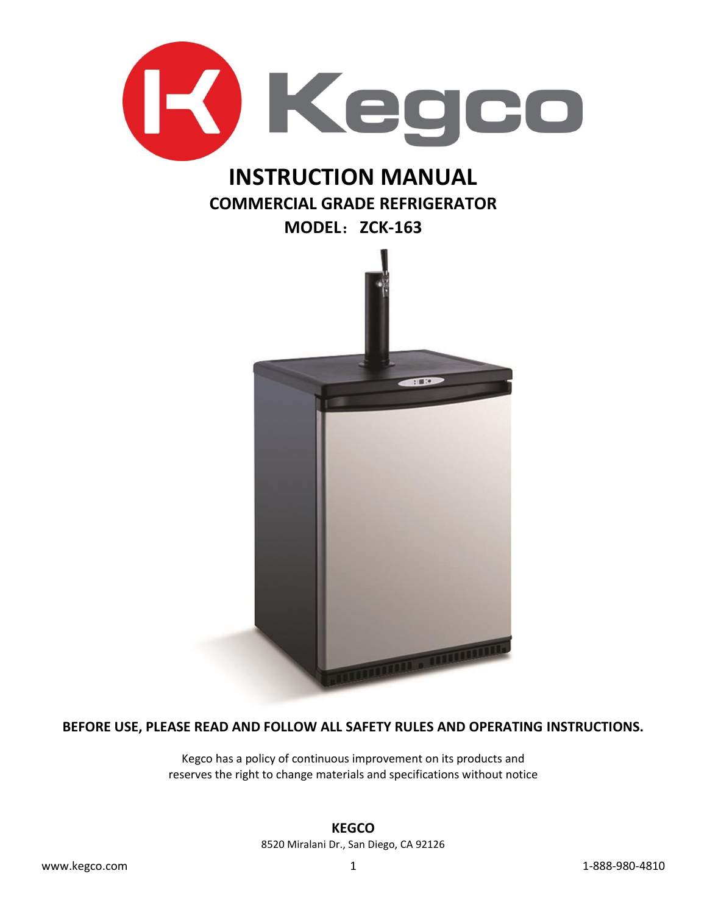# INSTRUCTION MANUAL

## COMMERCIAL GRADE REFRIGERATOR

## MODEL：ZCK-163

**BEFORE USE, PLEASE READ AND FOLLOW ALL SAFETY RULES AND OPERATING INSTRUCTIONS.**

Kegco has a policy of continuous improvement on its products and reserves the right to change materials and specifications without notice

**KEGCO**
8520 Miralani Dr., San Diego, CA 92126

www.kegco.com

1-888-980-4810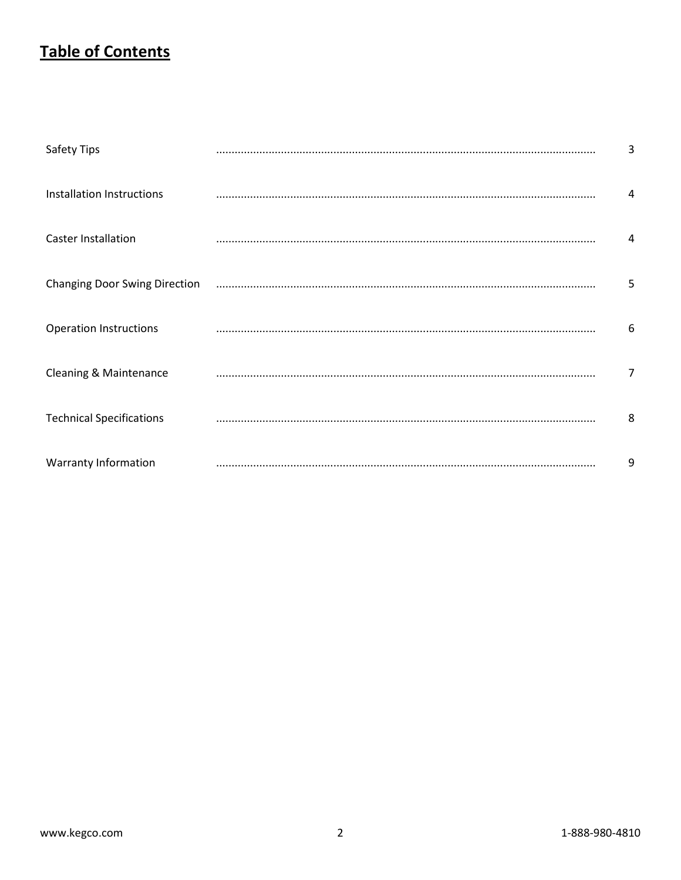# Table of Contents

| Section | Page |
| --- | --- |
| Safety Tips | 3 |
| Installation Instructions | 4 |
| Caster Installation | 4 |
| Changing Door Swing Direction | 5 |
| Operation Instructions | 6 |
| Cleaning & Maintenance | 7 |
| Technical Specifications | 8 |
| Warranty Information | 9 |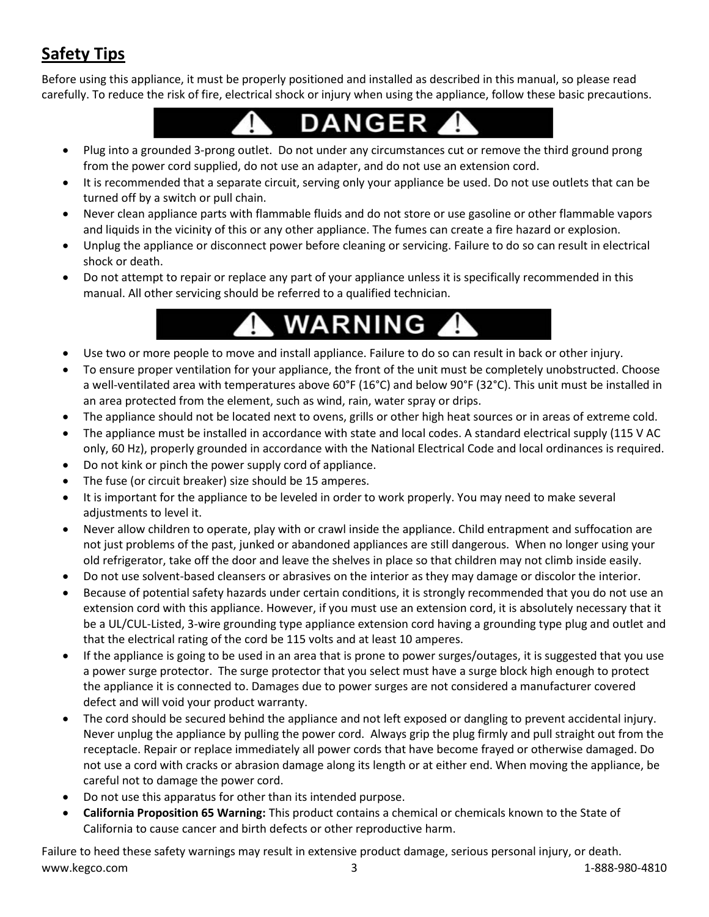## Safety Tips

Before using this appliance, it must be properly positioned and installed as described in this manual, so please read carefully. To reduce the risk of fire, electrical shock or injury when using the appliance, follow these basic precautions.

### ⚠ DANGER ⚠

- Plug into a grounded 3-prong outlet. Do not under any circumstances cut or remove the third ground prong from the power cord supplied, do not use an adapter, and do not use an extension cord.
- It is recommended that a separate circuit, serving only your appliance be used. Do not use outlets that can be turned off by a switch or pull chain.
- Never clean appliance parts with flammable fluids and do not store or use gasoline or other flammable vapors and liquids in the vicinity of this or any other appliance. The fumes can create a fire hazard or explosion.
- Unplug the appliance or disconnect power before cleaning or servicing. Failure to do so can result in electrical shock or death.
- Do not attempt to repair or replace any part of your appliance unless it is specifically recommended in this manual. All other servicing should be referred to a qualified technician.

### ⚠ WARNING ⚠

- Use two or more people to move and install appliance. Failure to do so can result in back or other injury.
- To ensure proper ventilation for your appliance, the front of the unit must be completely unobstructed. Choose a well-ventilated area with temperatures above 60°F (16°C) and below 90°F (32°C). This unit must be installed in an area protected from the element, such as wind, rain, water spray or drips.
- The appliance should not be located next to ovens, grills or other high heat sources or in areas of extreme cold.
- The appliance must be installed in accordance with state and local codes. A standard electrical supply (115 V AC only, 60 Hz), properly grounded in accordance with the National Electrical Code and local ordinances is required.
- Do not kink or pinch the power supply cord of appliance.
- The fuse (or circuit breaker) size should be 15 amperes.
- It is important for the appliance to be leveled in order to work properly. You may need to make several adjustments to level it.
- Never allow children to operate, play with or crawl inside the appliance. Child entrapment and suffocation are not just problems of the past, junked or abandoned appliances are still dangerous. When no longer using your old refrigerator, take off the door and leave the shelves in place so that children may not climb inside easily.
- Do not use solvent-based cleansers or abrasives on the interior as they may damage or discolor the interior.
- Because of potential safety hazards under certain conditions, it is strongly recommended that you do not use an extension cord with this appliance. However, if you must use an extension cord, it is absolutely necessary that it be a UL/CUL-Listed, 3-wire grounding type appliance extension cord having a grounding type plug and outlet and that the electrical rating of the cord be 115 volts and at least 10 amperes.
- If the appliance is going to be used in an area that is prone to power surges/outages, it is suggested that you use a power surge protector. The surge protector that you select must have a surge block high enough to protect the appliance it is connected to. Damages due to power surges are not considered a manufacturer covered defect and will void your product warranty.
- The cord should be secured behind the appliance and not left exposed or dangling to prevent accidental injury. Never unplug the appliance by pulling the power cord. Always grip the plug firmly and pull straight out from the receptacle. Repair or replace immediately all power cords that have become frayed or otherwise damaged. Do not use a cord with cracks or abrasion damage along its length or at either end. When moving the appliance, be careful not to damage the power cord.
- Do not use this apparatus for other than its intended purpose.
- **California Proposition 65 Warning:** This product contains a chemical or chemicals known to the State of California to cause cancer and birth defects or other reproductive harm.

Failure to heed these safety warnings may result in extensive product damage, serious personal injury, or death.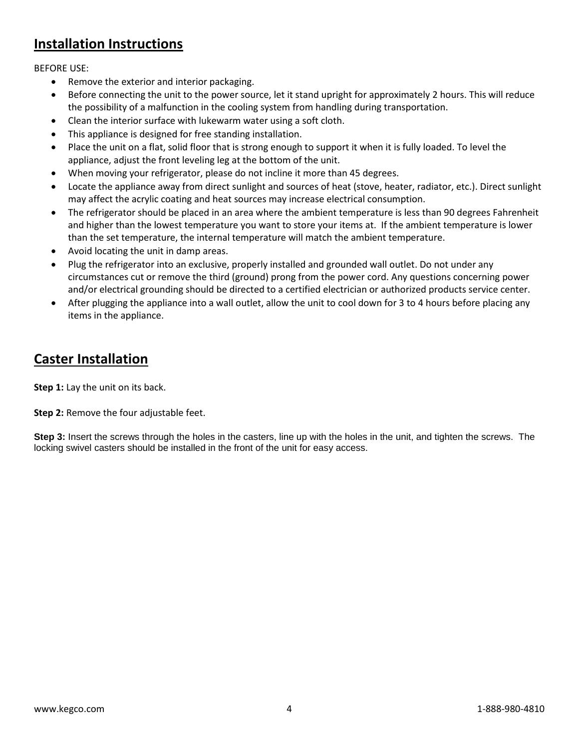## Installation Instructions

BEFORE USE:

- Remove the exterior and interior packaging.
- Before connecting the unit to the power source, let it stand upright for approximately 2 hours. This will reduce the possibility of a malfunction in the cooling system from handling during transportation.
- Clean the interior surface with lukewarm water using a soft cloth.
- This appliance is designed for free standing installation.
- Place the unit on a flat, solid floor that is strong enough to support it when it is fully loaded. To level the appliance, adjust the front leveling leg at the bottom of the unit.
- When moving your refrigerator, please do not incline it more than 45 degrees.
- Locate the appliance away from direct sunlight and sources of heat (stove, heater, radiator, etc.). Direct sunlight may affect the acrylic coating and heat sources may increase electrical consumption.
- The refrigerator should be placed in an area where the ambient temperature is less than 90 degrees Fahrenheit and higher than the lowest temperature you want to store your items at. If the ambient temperature is lower than the set temperature, the internal temperature will match the ambient temperature.
- Avoid locating the unit in damp areas.
- Plug the refrigerator into an exclusive, properly installed and grounded wall outlet. Do not under any circumstances cut or remove the third (ground) prong from the power cord. Any questions concerning power and/or electrical grounding should be directed to a certified electrician or authorized products service center.
- After plugging the appliance into a wall outlet, allow the unit to cool down for 3 to 4 hours before placing any items in the appliance.

## Caster Installation

**Step 1:** Lay the unit on its back.

**Step 2:** Remove the four adjustable feet.

**Step 3:** Insert the screws through the holes in the casters, line up with the holes in the unit, and tighten the screws. The locking swivel casters should be installed in the front of the unit for easy access.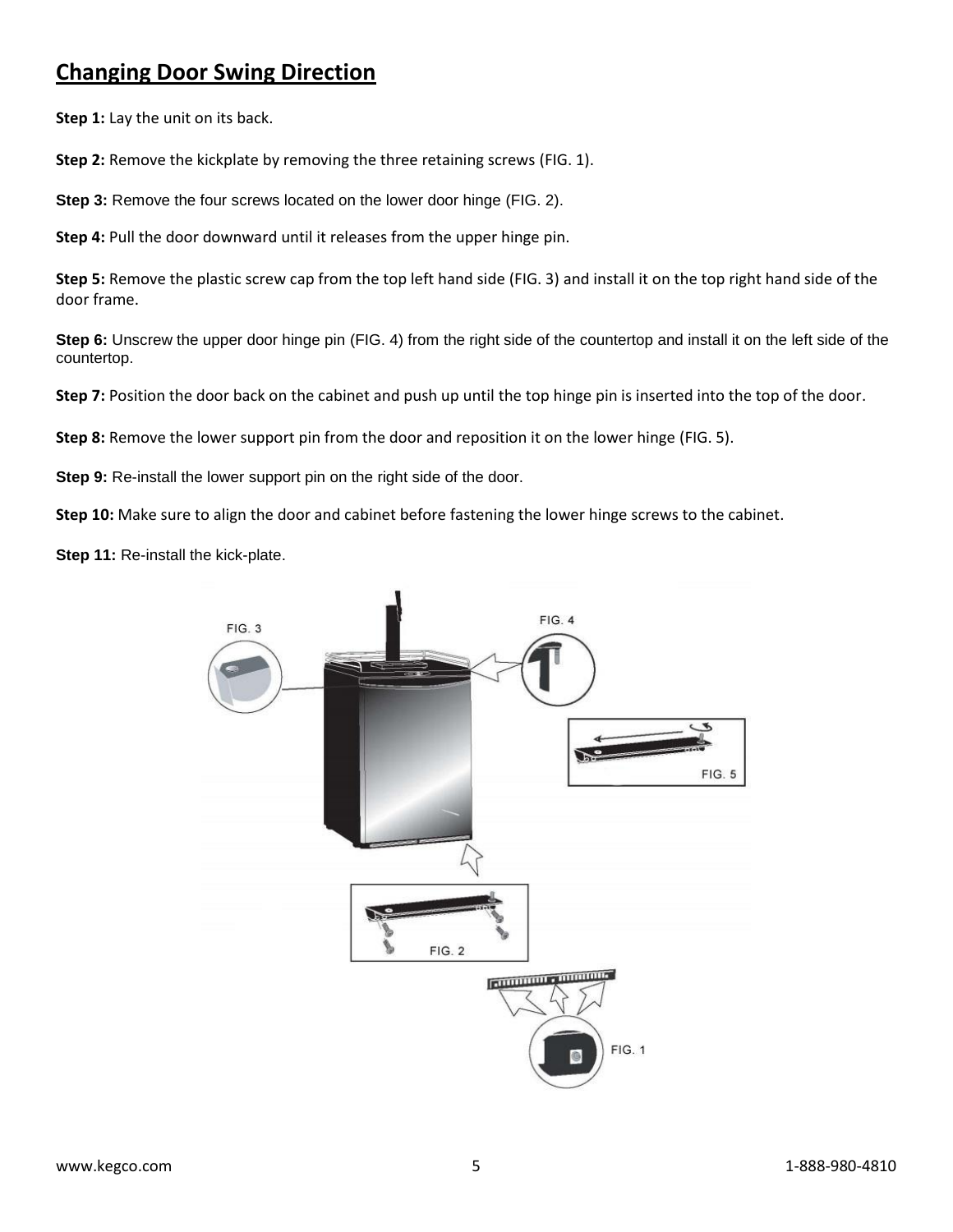## Changing Door Swing Direction

**Step 1:** Lay the unit on its back.

**Step 2:** Remove the kickplate by removing the three retaining screws (FIG. 1).

**Step 3:** Remove the four screws located on the lower door hinge (FIG. 2).

**Step 4:** Pull the door downward until it releases from the upper hinge pin.

**Step 5:** Remove the plastic screw cap from the top left hand side (FIG. 3) and install it on the top right hand side of the door frame.

**Step 6:** Unscrew the upper door hinge pin (FIG. 4) from the right side of the countertop and install it on the left side of the countertop.

**Step 7:** Position the door back on the cabinet and push up until the top hinge pin is inserted into the top of the door.

**Step 8:** Remove the lower support pin from the door and reposition it on the lower hinge (FIG. 5).

**Step 9:** Re-install the lower support pin on the right side of the door.

**Step 10:** Make sure to align the door and cabinet before fastening the lower hinge screws to the cabinet.

**Step 11:** Re-install the kick-plate.

FIG. 3

FIG. 4

FIG. 5

FIG. 2

FIG. 1

www.kegco.com

1-888-980-4810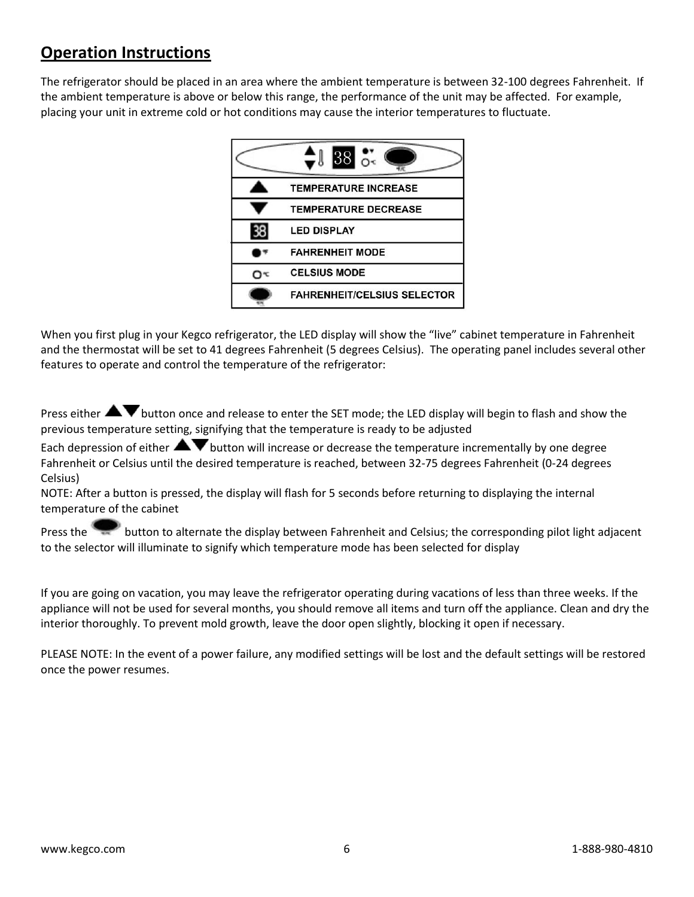## Operation Instructions

The refrigerator should be placed in an area where the ambient temperature is between 32-100 degrees Fahrenheit. If the ambient temperature is above or below this range, the performance of the unit may be affected. For example, placing your unit in extreme cold or hot conditions may cause the interior temperatures to fluctuate.

| ▲ | TEMPERATURE INCREASE |
|---|---|
| ▼ | TEMPERATURE DECREASE |
| 38 | LED DISPLAY |
| ●℉ | FAHRENHEIT MODE |
| ○℃ | CELSIUS MODE |
| ⬬ | FAHRENHEIT/CELSIUS SELECTOR |

When you first plug in your Kegco refrigerator, the LED display will show the "live" cabinet temperature in Fahrenheit and the thermostat will be set to 41 degrees Fahrenheit (5 degrees Celsius). The operating panel includes several other features to operate and control the temperature of the refrigerator:

Press either ▲▼ button once and release to enter the SET mode; the LED display will begin to flash and show the previous temperature setting, signifying that the temperature is ready to be adjusted

Each depression of either ▲▼ button will increase or decrease the temperature incrementally by one degree Fahrenheit or Celsius until the desired temperature is reached, between 32-75 degrees Fahrenheit (0-24 degrees Celsius)

NOTE: After a button is pressed, the display will flash for 5 seconds before returning to displaying the internal temperature of the cabinet

Press the ⬬ button to alternate the display between Fahrenheit and Celsius; the corresponding pilot light adjacent to the selector will illuminate to signify which temperature mode has been selected for display

If you are going on vacation, you may leave the refrigerator operating during vacations of less than three weeks. If the appliance will not be used for several months, you should remove all items and turn off the appliance. Clean and dry the interior thoroughly. To prevent mold growth, leave the door open slightly, blocking it open if necessary.

PLEASE NOTE: In the event of a power failure, any modified settings will be lost and the default settings will be restored once the power resumes.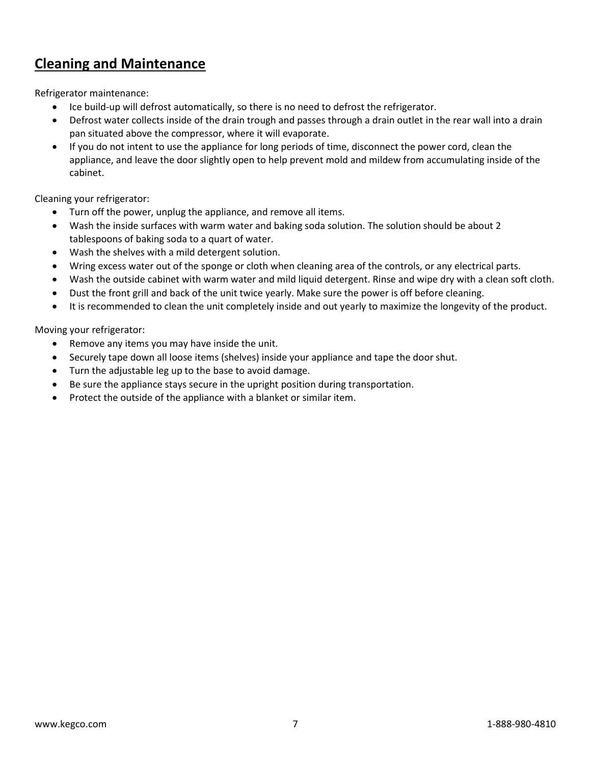## Cleaning and Maintenance

Refrigerator maintenance:

- Ice build-up will defrost automatically, so there is no need to defrost the refrigerator.
- Defrost water collects inside of the drain trough and passes through a drain outlet in the rear wall into a drain pan situated above the compressor, where it will evaporate.
- If you do not intent to use the appliance for long periods of time, disconnect the power cord, clean the appliance, and leave the door slightly open to help prevent mold and mildew from accumulating inside of the cabinet.

Cleaning your refrigerator:

- Turn off the power, unplug the appliance, and remove all items.
- Wash the inside surfaces with warm water and baking soda solution. The solution should be about 2 tablespoons of baking soda to a quart of water.
- Wash the shelves with a mild detergent solution.
- Wring excess water out of the sponge or cloth when cleaning area of the controls, or any electrical parts.
- Wash the outside cabinet with warm water and mild liquid detergent. Rinse and wipe dry with a clean soft cloth.
- Dust the front grill and back of the unit twice yearly. Make sure the power is off before cleaning.
- It is recommended to clean the unit completely inside and out yearly to maximize the longevity of the product.

Moving your refrigerator:

- Remove any items you may have inside the unit.
- Securely tape down all loose items (shelves) inside your appliance and tape the door shut.
- Turn the adjustable leg up to the base to avoid damage.
- Be sure the appliance stays secure in the upright position during transportation.
- Protect the outside of the appliance with a blanket or similar item.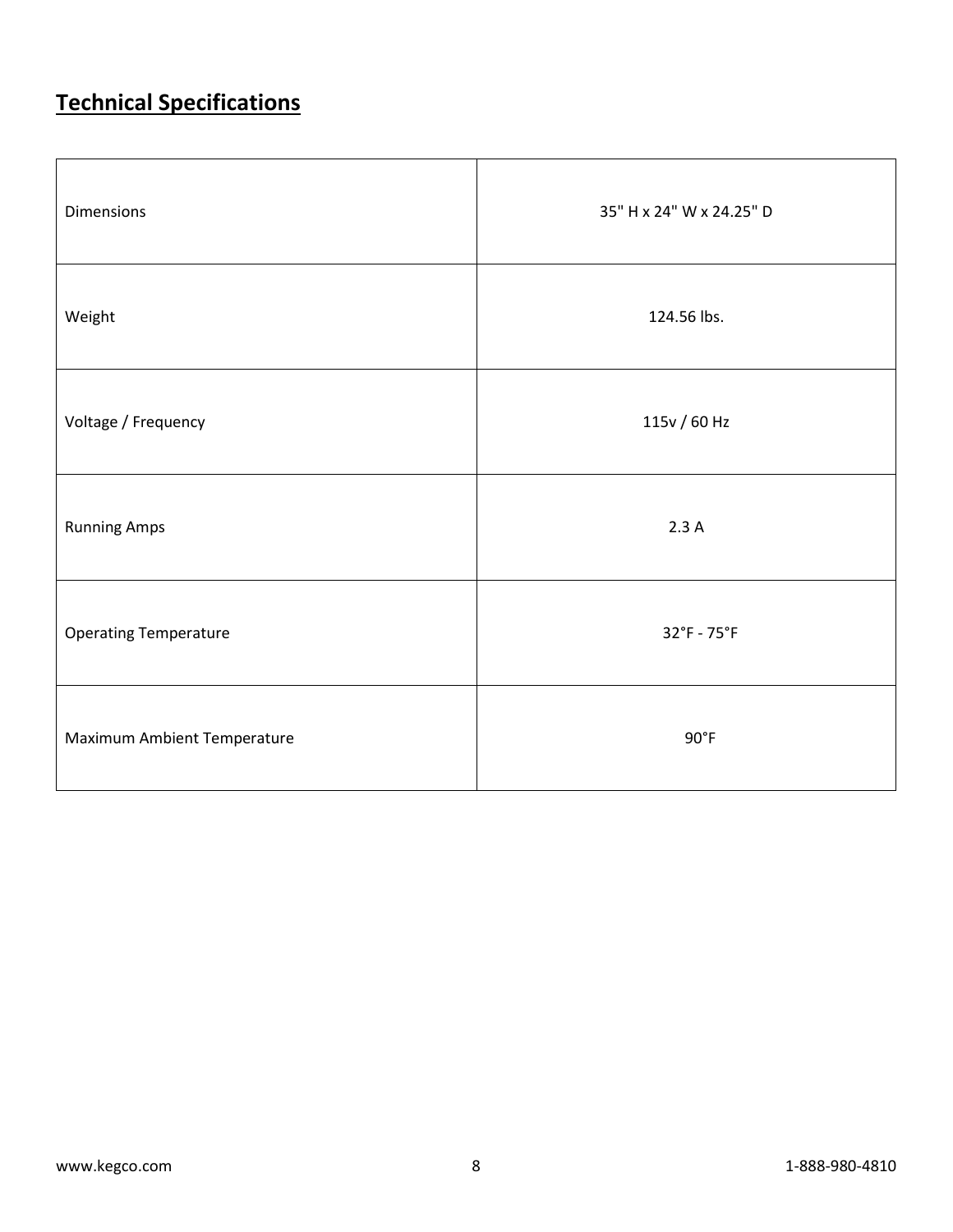## Technical Specifications

| | |
|---|---|
| Dimensions | 35" H x 24" W x 24.25" D |
| Weight | 124.56 lbs. |
| Voltage / Frequency | 115v / 60 Hz |
| Running Amps | 2.3 A |
| Operating Temperature | 32°F - 75°F |
| Maximum Ambient Temperature | 90°F |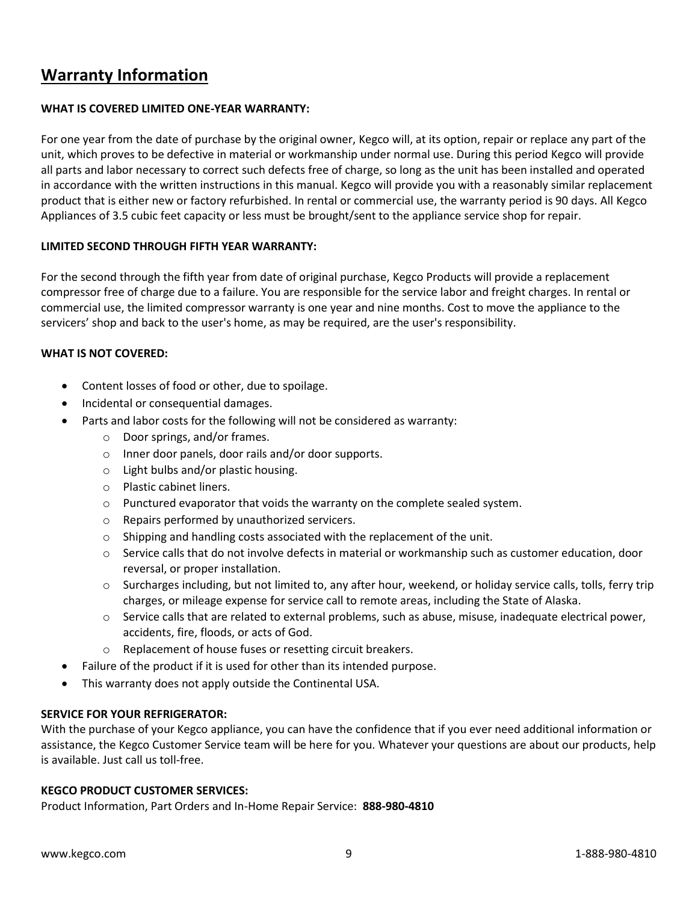## Warranty Information

**WHAT IS COVERED LIMITED ONE-YEAR WARRANTY:**

For one year from the date of purchase by the original owner, Kegco will, at its option, repair or replace any part of the unit, which proves to be defective in material or workmanship under normal use. During this period Kegco will provide all parts and labor necessary to correct such defects free of charge, so long as the unit has been installed and operated in accordance with the written instructions in this manual. Kegco will provide you with a reasonably similar replacement product that is either new or factory refurbished. In rental or commercial use, the warranty period is 90 days. All Kegco Appliances of 3.5 cubic feet capacity or less must be brought/sent to the appliance service shop for repair.

**LIMITED SECOND THROUGH FIFTH YEAR WARRANTY:**

For the second through the fifth year from date of original purchase, Kegco Products will provide a replacement compressor free of charge due to a failure. You are responsible for the service labor and freight charges. In rental or commercial use, the limited compressor warranty is one year and nine months. Cost to move the appliance to the servicers' shop and back to the user's home, as may be required, are the user's responsibility.

**WHAT IS NOT COVERED:**

- Content losses of food or other, due to spoilage.
- Incidental or consequential damages.
- Parts and labor costs for the following will not be considered as warranty:
  - Door springs, and/or frames.
  - Inner door panels, door rails and/or door supports.
  - Light bulbs and/or plastic housing.
  - Plastic cabinet liners.
  - Punctured evaporator that voids the warranty on the complete sealed system.
  - Repairs performed by unauthorized servicers.
  - Shipping and handling costs associated with the replacement of the unit.
  - Service calls that do not involve defects in material or workmanship such as customer education, door reversal, or proper installation.
  - Surcharges including, but not limited to, any after hour, weekend, or holiday service calls, tolls, ferry trip charges, or mileage expense for service call to remote areas, including the State of Alaska.
  - Service calls that are related to external problems, such as abuse, misuse, inadequate electrical power, accidents, fire, floods, or acts of God.
  - Replacement of house fuses or resetting circuit breakers.
- Failure of the product if it is used for other than its intended purpose.
- This warranty does not apply outside the Continental USA.

**SERVICE FOR YOUR REFRIGERATOR:**
With the purchase of your Kegco appliance, you can have the confidence that if you ever need additional information or assistance, the Kegco Customer Service team will be here for you. Whatever your questions are about our products, help is available. Just call us toll-free.

**KEGCO PRODUCT CUSTOMER SERVICES:**
Product Information, Part Orders and In-Home Repair Service: **888-980-4810**